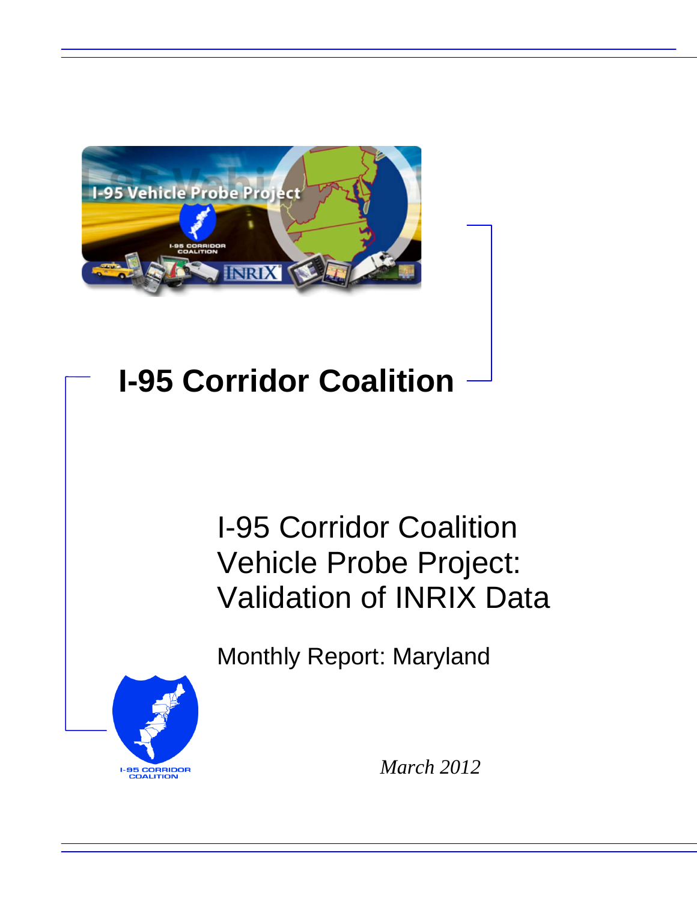# I-95 Corridor Coalition

## I-95 Corridor Coalition Vehicle Probe Project: Validation of INRIX Data

### Monthly Report: Maryland

*March 2012*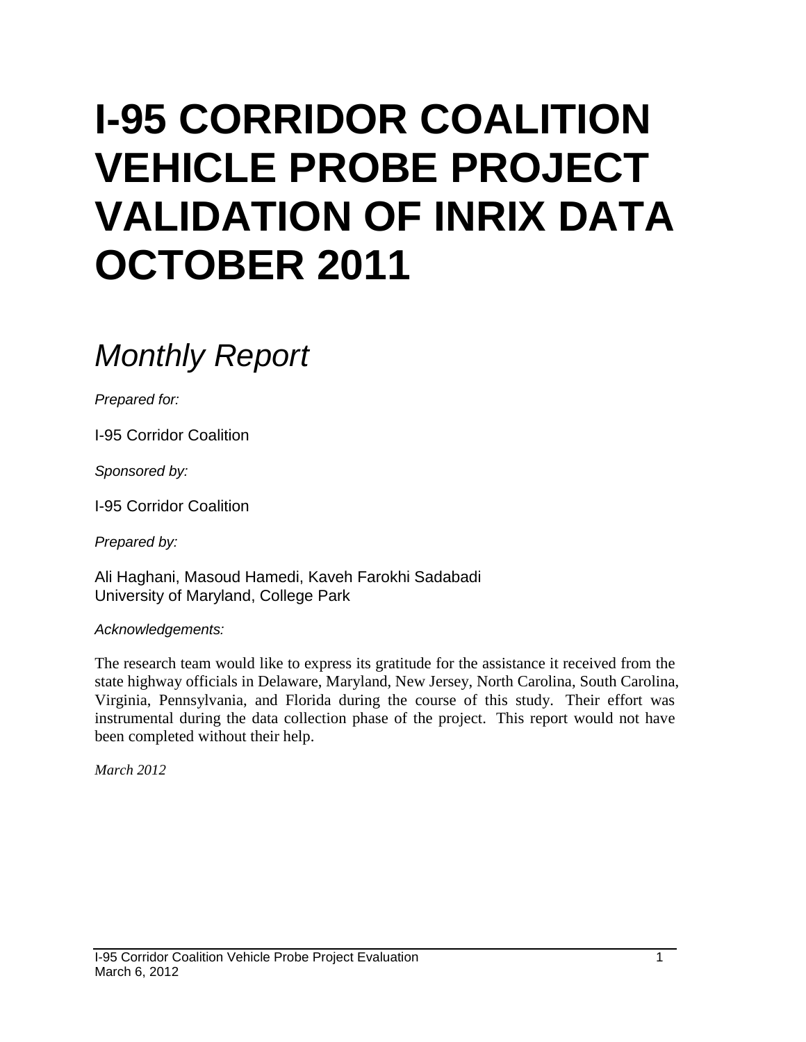# I-95 CORRIDOR COALITION VEHICLE PROBE PROJECT VALIDATION OF INRIX DATA OCTOBER 2011

## *Monthly Report*

*Prepared for:*

I-95 Corridor Coalition

*Sponsored by:*

I-95 Corridor Coalition

*Prepared by:*

Ali Haghani, Masoud Hamedi, Kaveh Farokhi Sadabadi
University of Maryland, College Park

*Acknowledgements:*

The research team would like to express its gratitude for the assistance it received from the state highway officials in Delaware, Maryland, New Jersey, North Carolina, South Carolina, Virginia, Pennsylvania, and Florida during the course of this study. Their effort was instrumental during the data collection phase of the project. This report would not have been completed without their help.

*March 2012*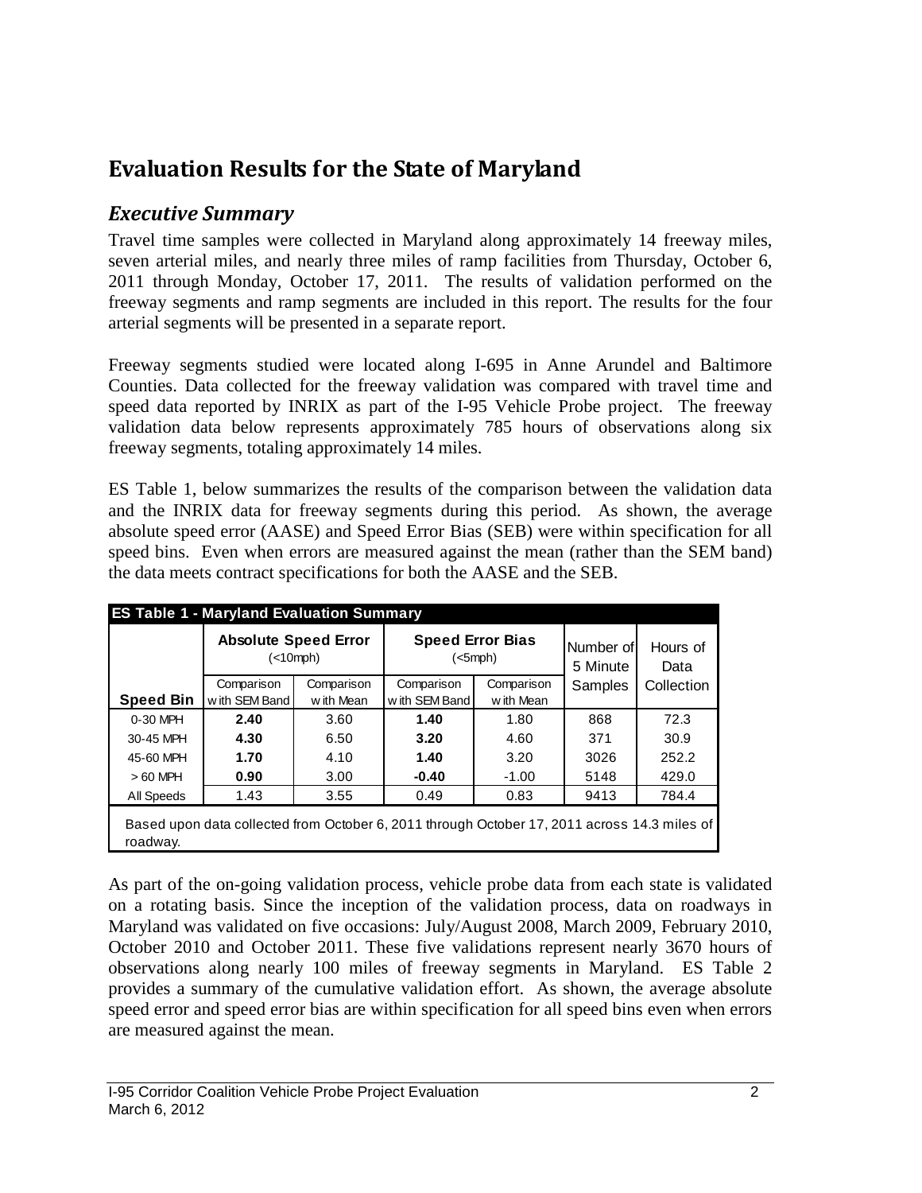# Evaluation Results for the State of Maryland

## *Executive Summary*

Travel time samples were collected in Maryland along approximately 14 freeway miles, seven arterial miles, and nearly three miles of ramp facilities from Thursday, October 6, 2011 through Monday, October 17, 2011. The results of validation performed on the freeway segments and ramp segments are included in this report. The results for the four arterial segments will be presented in a separate report.

Freeway segments studied were located along I-695 in Anne Arundel and Baltimore Counties. Data collected for the freeway validation was compared with travel time and speed data reported by INRIX as part of the I-95 Vehicle Probe project. The freeway validation data below represents approximately 785 hours of observations along six freeway segments, totaling approximately 14 miles.

ES Table 1, below summarizes the results of the comparison between the validation data and the INRIX data for freeway segments during this period. As shown, the average absolute speed error (AASE) and Speed Error Bias (SEB) were within specification for all speed bins. Even when errors are measured against the mean (rather than the SEM band) the data meets contract specifications for both the AASE and the SEB.

**ES Table 1 - Maryland Evaluation Summary**

| Speed Bin | Absolute Speed Error (<10mph) | | Speed Error Bias (<5mph) | | Number of 5 Minute Samples | Hours of Data Collection |
|---|---|---|---|---|---|---|
| | Comparison with SEM Band | Comparison with Mean | Comparison with SEM Band | Comparison with Mean | | |
| 0-30 MPH | **2.40** | 3.60 | **1.40** | 1.80 | 868 | 72.3 |
| 30-45 MPH | **4.30** | 6.50 | **3.20** | 4.60 | 371 | 30.9 |
| 45-60 MPH | **1.70** | 4.10 | **1.40** | 3.20 | 3026 | 252.2 |
| > 60 MPH | **0.90** | 3.00 | **-0.40** | -1.00 | 5148 | 429.0 |
| All Speeds | 1.43 | 3.55 | 0.49 | 0.83 | 9413 | 784.4 |

Based upon data collected from October 6, 2011 through October 17, 2011 across 14.3 miles of roadway.

As part of the on-going validation process, vehicle probe data from each state is validated on a rotating basis. Since the inception of the validation process, data on roadways in Maryland was validated on five occasions: July/August 2008, March 2009, February 2010, October 2010 and October 2011. These five validations represent nearly 3670 hours of observations along nearly 100 miles of freeway segments in Maryland. ES Table 2 provides a summary of the cumulative validation effort. As shown, the average absolute speed error and speed error bias are within specification for all speed bins even when errors are measured against the mean.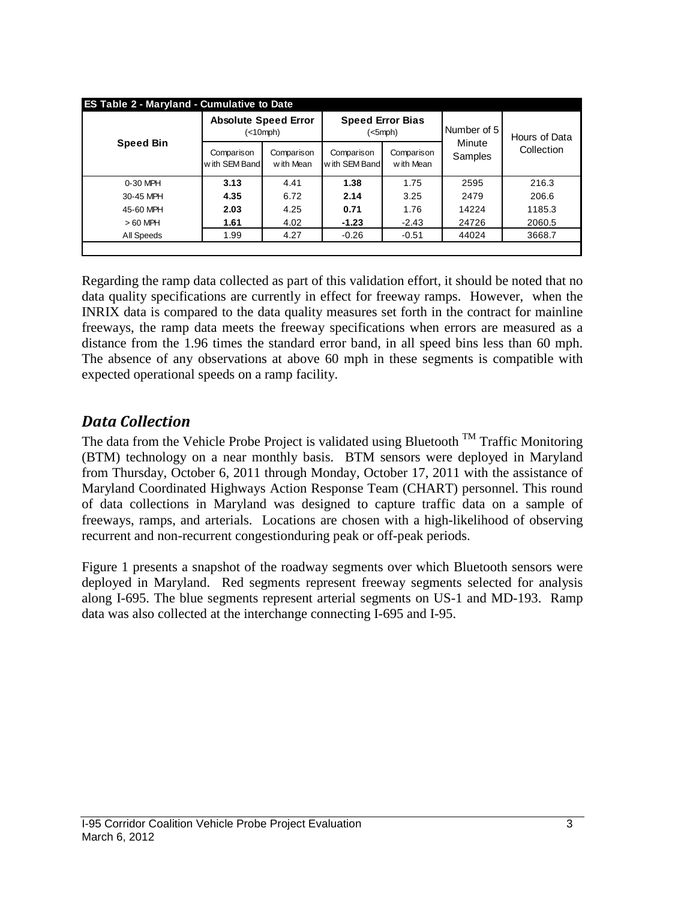| ES Table 2 - Maryland - Cumulative to Date | | | | | | |
|---|---|---|---|---|---|---|
| Speed Bin | Absolute Speed Error (<10mph) | | Speed Error Bias (<5mph) | | Number of 5 Minute Samples | Hours of Data Collection |
| | Comparison with SEM Band | Comparison with Mean | Comparison with SEM Band | Comparison with Mean | | |
| 0-30 MPH | **3.13** | 4.41 | **1.38** | 1.75 | 2595 | 216.3 |
| 30-45 MPH | **4.35** | 6.72 | **2.14** | 3.25 | 2479 | 206.6 |
| 45-60 MPH | **2.03** | 4.25 | **0.71** | 1.76 | 14224 | 1185.3 |
| > 60 MPH | **1.61** | 4.02 | **-1.23** | -2.43 | 24726 | 2060.5 |
| All Speeds | 1.99 | 4.27 | -0.26 | -0.51 | 44024 | 3668.7 |

Regarding the ramp data collected as part of this validation effort, it should be noted that no data quality specifications are currently in effect for freeway ramps. However, when the INRIX data is compared to the data quality measures set forth in the contract for mainline freeways, the ramp data meets the freeway specifications when errors are measured as a distance from the 1.96 times the standard error band, in all speed bins less than 60 mph. The absence of any observations at above 60 mph in these segments is compatible with expected operational speeds on a ramp facility.

## *Data Collection*

The data from the Vehicle Probe Project is validated using Bluetooth ™ Traffic Monitoring (BTM) technology on a near monthly basis. BTM sensors were deployed in Maryland from Thursday, October 6, 2011 through Monday, October 17, 2011 with the assistance of Maryland Coordinated Highways Action Response Team (CHART) personnel. This round of data collections in Maryland was designed to capture traffic data on a sample of freeways, ramps, and arterials. Locations are chosen with a high-likelihood of observing recurrent and non-recurrent congestionduring peak or off-peak periods.

Figure 1 presents a snapshot of the roadway segments over which Bluetooth sensors were deployed in Maryland. Red segments represent freeway segments selected for analysis along I-695. The blue segments represent arterial segments on US-1 and MD-193. Ramp data was also collected at the interchange connecting I-695 and I-95.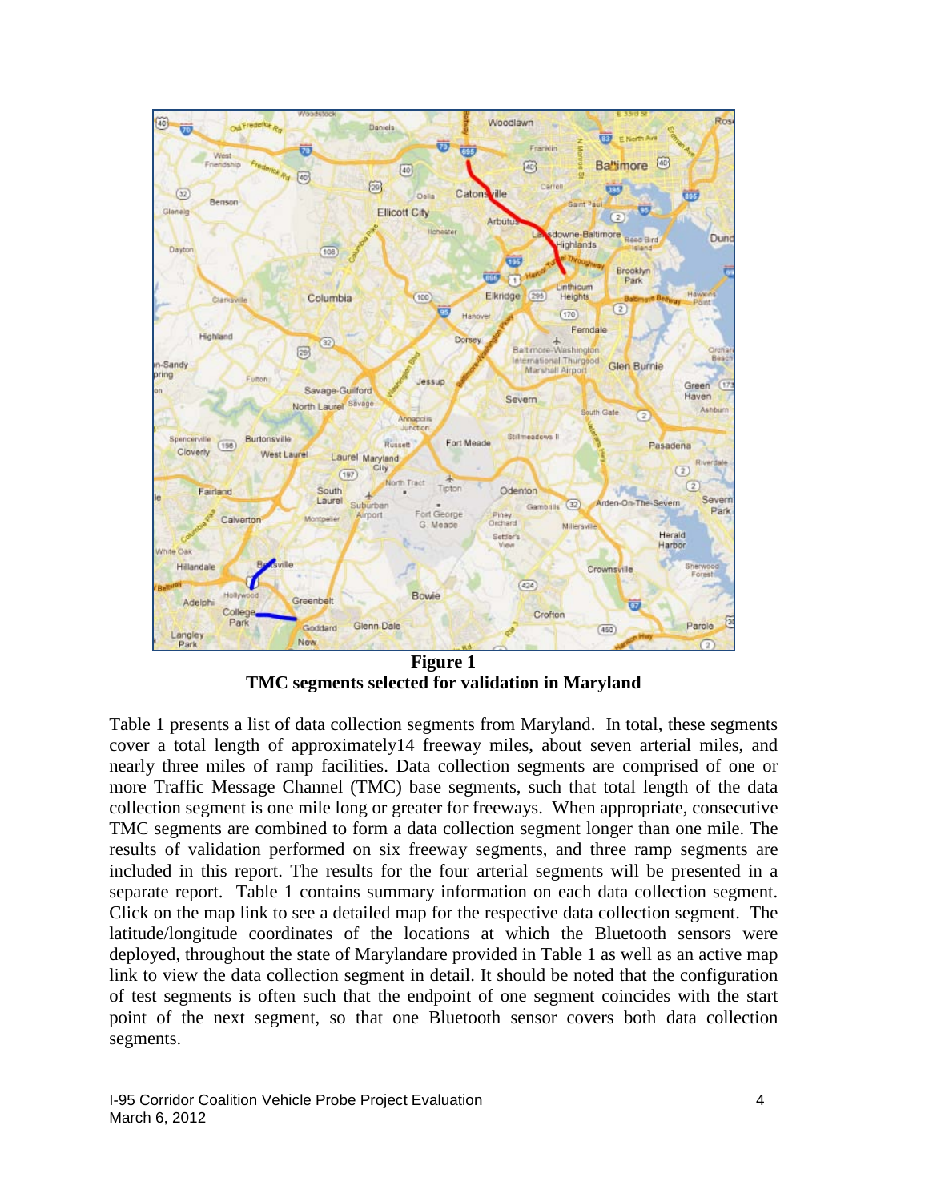**Figure 1**
**TMC segments selected for validation in Maryland**

Table 1 presents a list of data collection segments from Maryland. In total, these segments cover a total length of approximately14 freeway miles, about seven arterial miles, and nearly three miles of ramp facilities. Data collection segments are comprised of one or more Traffic Message Channel (TMC) base segments, such that total length of the data collection segment is one mile long or greater for freeways. When appropriate, consecutive TMC segments are combined to form a data collection segment longer than one mile. The results of validation performed on six freeway segments, and three ramp segments are included in this report. The results for the four arterial segments will be presented in a separate report. Table 1 contains summary information on each data collection segment. Click on the map link to see a detailed map for the respective data collection segment. The latitude/longitude coordinates of the locations at which the Bluetooth sensors were deployed, throughout the state of Marylandare provided in Table 1 as well as an active map link to view the data collection segment in detail. It should be noted that the configuration of test segments is often such that the endpoint of one segment coincides with the start point of the next segment, so that one Bluetooth sensor covers both data collection segments.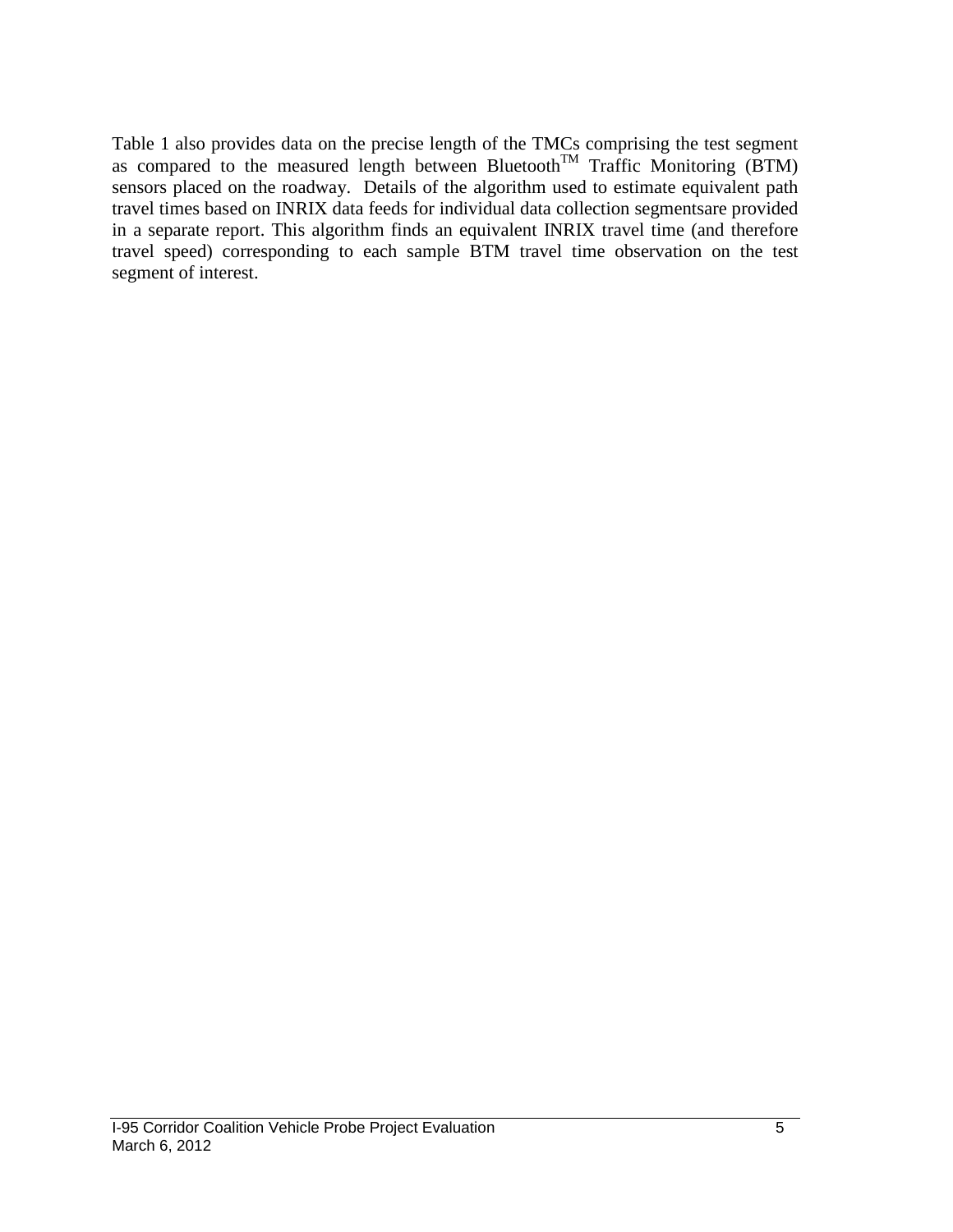Table 1 also provides data on the precise length of the TMCs comprising the test segment as compared to the measured length between Bluetooth™ Traffic Monitoring (BTM) sensors placed on the roadway.  Details of the algorithm used to estimate equivalent path travel times based on INRIX data feeds for individual data collection segmentsare provided in a separate report. This algorithm finds an equivalent INRIX travel time (and therefore travel speed) corresponding to each sample BTM travel time observation on the test segment of interest.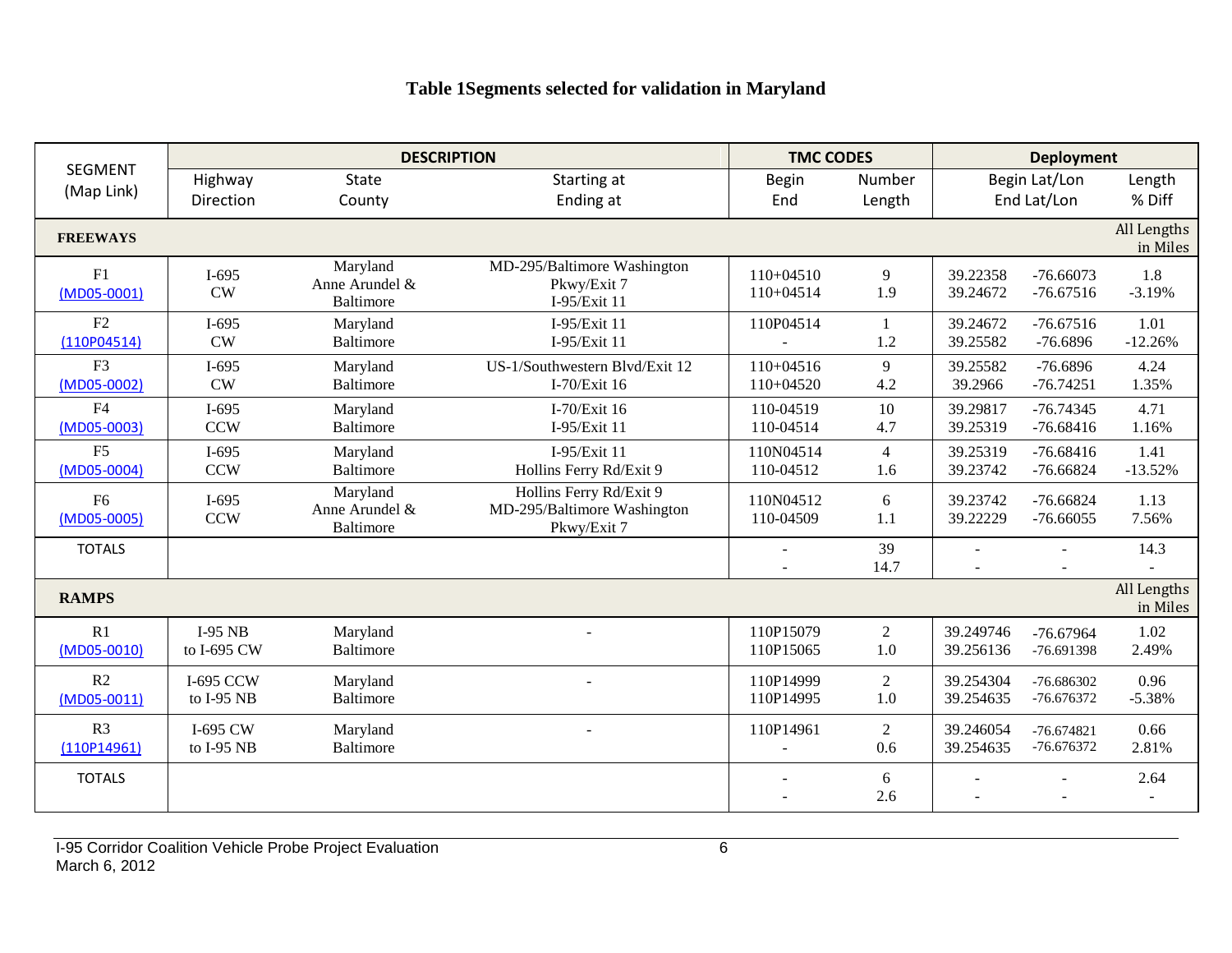**Table 1Segments selected for validation in Maryland**

| SEGMENT (Map Link) | DESCRIPTION | | | TMC CODES | | Deployment | | |
|---|---|---|---|---|---|---|---|---|
| | Highway Direction | State County | Starting at Ending at | Begin End | Number Length | Begin Lat/Lon End Lat/Lon | | Length % Diff |
| **FREEWAYS** | | | | | | | | All Lengths in Miles |
| F1 (MD05-0001) | I-695 CW | Maryland Anne Arundel & Baltimore | MD-295/Baltimore Washington Pkwy/Exit 7 I-95/Exit 11 | 110+04510 110+04514 | 9 1.9 | 39.22358 39.24672 | -76.66073 -76.67516 | 1.8 -3.19% |
| F2 (110P04514) | I-695 CW | Maryland Baltimore | I-95/Exit 11 I-95/Exit 11 | 110P04514 - | 1 1.2 | 39.24672 39.25582 | -76.67516 -76.6896 | 1.01 -12.26% |
| F3 (MD05-0002) | I-695 CW | Maryland Baltimore | US-1/Southwestern Blvd/Exit 12 I-70/Exit 16 | 110+04516 110+04520 | 9 4.2 | 39.25582 39.2966 | -76.6896 -76.74251 | 4.24 1.35% |
| F4 (MD05-0003) | I-695 CCW | Maryland Baltimore | I-70/Exit 16 I-95/Exit 11 | 110-04519 110-04514 | 10 4.7 | 39.29817 39.25319 | -76.74345 -76.68416 | 4.71 1.16% |
| F5 (MD05-0004) | I-695 CCW | Maryland Baltimore | I-95/Exit 11 Hollins Ferry Rd/Exit 9 | 110N04514 110-04512 | 4 1.6 | 39.25319 39.23742 | -76.68416 -76.66824 | 1.41 -13.52% |
| F6 (MD05-0005) | I-695 CCW | Maryland Anne Arundel & Baltimore | Hollins Ferry Rd/Exit 9 MD-295/Baltimore Washington Pkwy/Exit 7 | 110N04512 110-04509 | 6 1.1 | 39.23742 39.22229 | -76.66824 -76.66055 | 1.13 7.56% |
| TOTALS | | | | - - | 39 14.7 | - - | - - | 14.3 - |
| **RAMPS** | | | | | | | | All Lengths in Miles |
| R1 (MD05-0010) | I-95 NB to I-695 CW | Maryland Baltimore | - | 110P15079 110P15065 | 2 1.0 | 39.249746 39.256136 | -76.67964 -76.691398 | 1.02 2.49% |
| R2 (MD05-0011) | I-695 CCW to I-95 NB | Maryland Baltimore | - | 110P14999 110P14995 | 2 1.0 | 39.254304 39.254635 | -76.686302 -76.676372 | 0.96 -5.38% |
| R3 (110P14961) | I-695 CW to I-95 NB | Maryland Baltimore | - | 110P14961 - | 2 0.6 | 39.246054 39.254635 | -76.674821 -76.676372 | 0.66 2.81% |
| TOTALS | | | | - - | 6 2.6 | - - | - - | 2.64 - |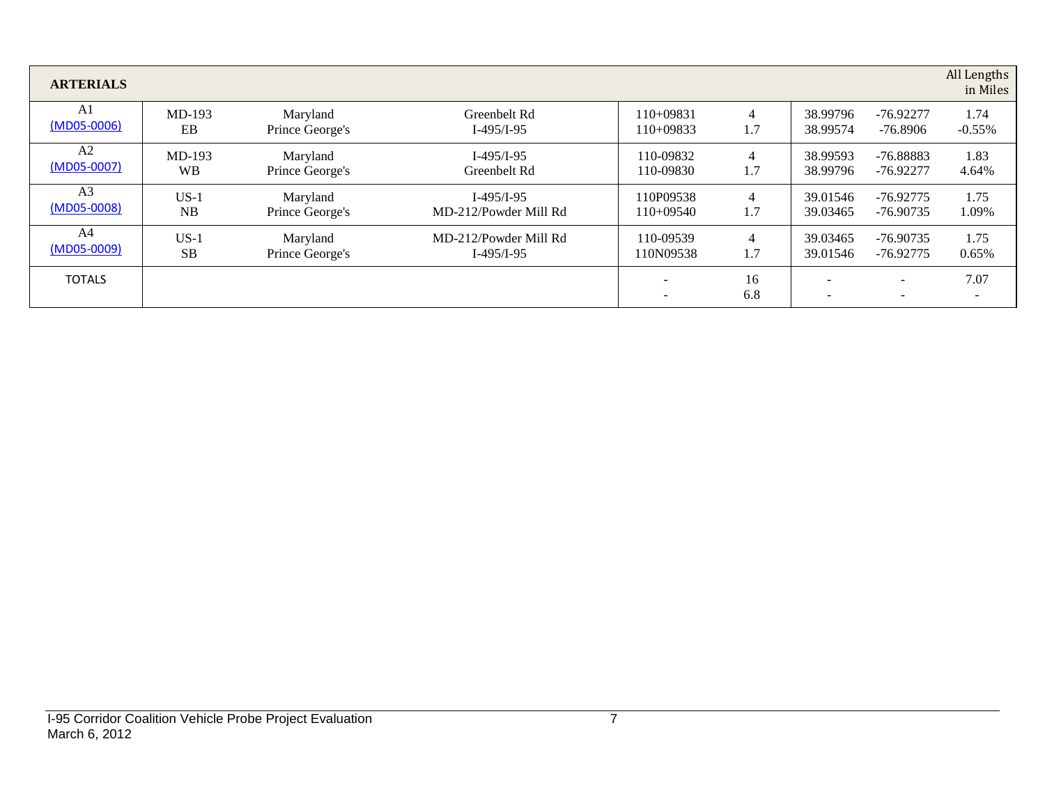| ARTERIALS | | | | | | | | All Lengths in Miles |
|---|---|---|---|---|---|---|---|---|
| A1<br>(MD05-0006) | MD-193<br>EB | Maryland<br>Prince George's | Greenbelt Rd<br>I-495/I-95 | 110+09831<br>110+09833 | 4<br>1.7 | 38.99796<br>38.99574 | -76.92277<br>-76.8906 | 1.74<br>-0.55% |
| A2<br>(MD05-0007) | MD-193<br>WB | Maryland<br>Prince George's | I-495/I-95<br>Greenbelt Rd | 110-09832<br>110-09830 | 4<br>1.7 | 38.99593<br>38.99796 | -76.88883<br>-76.92277 | 1.83<br>4.64% |
| A3<br>(MD05-0008) | US-1<br>NB | Maryland<br>Prince George's | I-495/I-95<br>MD-212/Powder Mill Rd | 110P09538<br>110+09540 | 4<br>1.7 | 39.01546<br>39.03465 | -76.92775<br>-76.90735 | 1.75<br>1.09% |
| A4<br>(MD05-0009) | US-1<br>SB | Maryland<br>Prince George's | MD-212/Powder Mill Rd<br>I-495/I-95 | 110-09539<br>110N09538 | 4<br>1.7 | 39.03465<br>39.01546 | -76.90735<br>-76.92775 | 1.75<br>0.65% |
| TOTALS | | | | -<br>- | 16<br>6.8 | -<br>- | -<br>- | 7.07<br>- |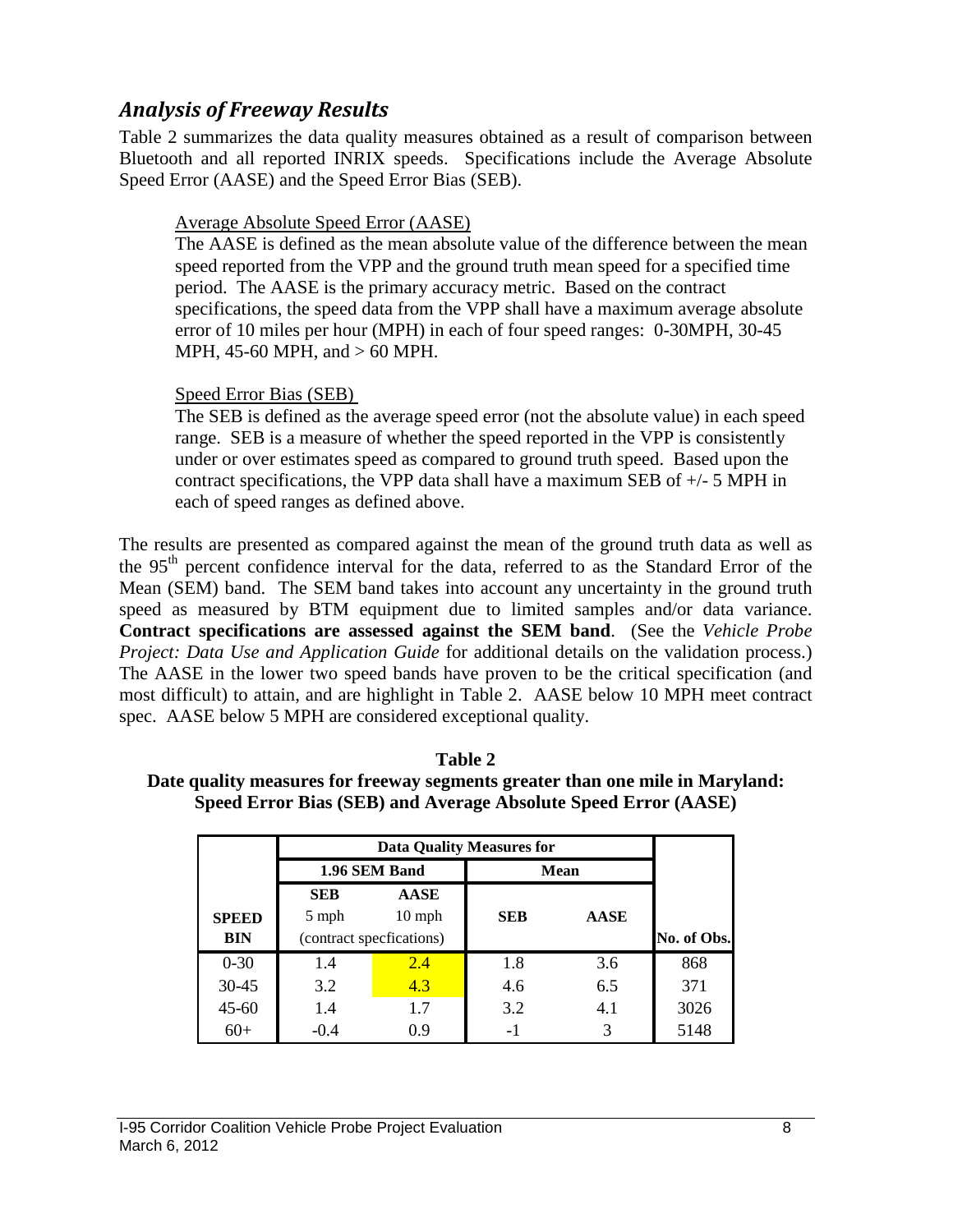## *Analysis of Freeway Results*

Table 2 summarizes the data quality measures obtained as a result of comparison between Bluetooth and all reported INRIX speeds. Specifications include the Average Absolute Speed Error (AASE) and the Speed Error Bias (SEB).

Average Absolute Speed Error (AASE)

The AASE is defined as the mean absolute value of the difference between the mean speed reported from the VPP and the ground truth mean speed for a specified time period. The AASE is the primary accuracy metric. Based on the contract specifications, the speed data from the VPP shall have a maximum average absolute error of 10 miles per hour (MPH) in each of four speed ranges: 0-30MPH, 30-45 MPH, 45-60 MPH, and > 60 MPH.

Speed Error Bias (SEB)

The SEB is defined as the average speed error (not the absolute value) in each speed range. SEB is a measure of whether the speed reported in the VPP is consistently under or over estimates speed as compared to ground truth speed. Based upon the contract specifications, the VPP data shall have a maximum SEB of +/- 5 MPH in each of speed ranges as defined above.

The results are presented as compared against the mean of the ground truth data as well as the 95th percent confidence interval for the data, referred to as the Standard Error of the Mean (SEM) band. The SEM band takes into account any uncertainty in the ground truth speed as measured by BTM equipment due to limited samples and/or data variance. **Contract specifications are assessed against the SEM band**. (See the *Vehicle Probe Project: Data Use and Application Guide* for additional details on the validation process.) The AASE in the lower two speed bands have proven to be the critical specification (and most difficult) to attain, and are highlight in Table 2. AASE below 10 MPH meet contract spec. AASE below 5 MPH are considered exceptional quality.

**Table 2**
**Date quality measures for freeway segments greater than one mile in Maryland: Speed Error Bias (SEB) and Average Absolute Speed Error (AASE)**

| | Data Quality Measures for | | | | |
|---|---|---|---|---|---|
| | 1.96 SEM Band | | Mean | | |
| **SPEED BIN** | **SEB** 5 mph (contract specfications) | **AASE** 10 mph | **SEB** | **AASE** | **No. of Obs.** |
| 0-30 | 1.4 | 2.4 | 1.8 | 3.6 | 868 |
| 30-45 | 3.2 | 4.3 | 4.6 | 6.5 | 371 |
| 45-60 | 1.4 | 1.7 | 3.2 | 4.1 | 3026 |
| 60+ | -0.4 | 0.9 | -1 | 3 | 5148 |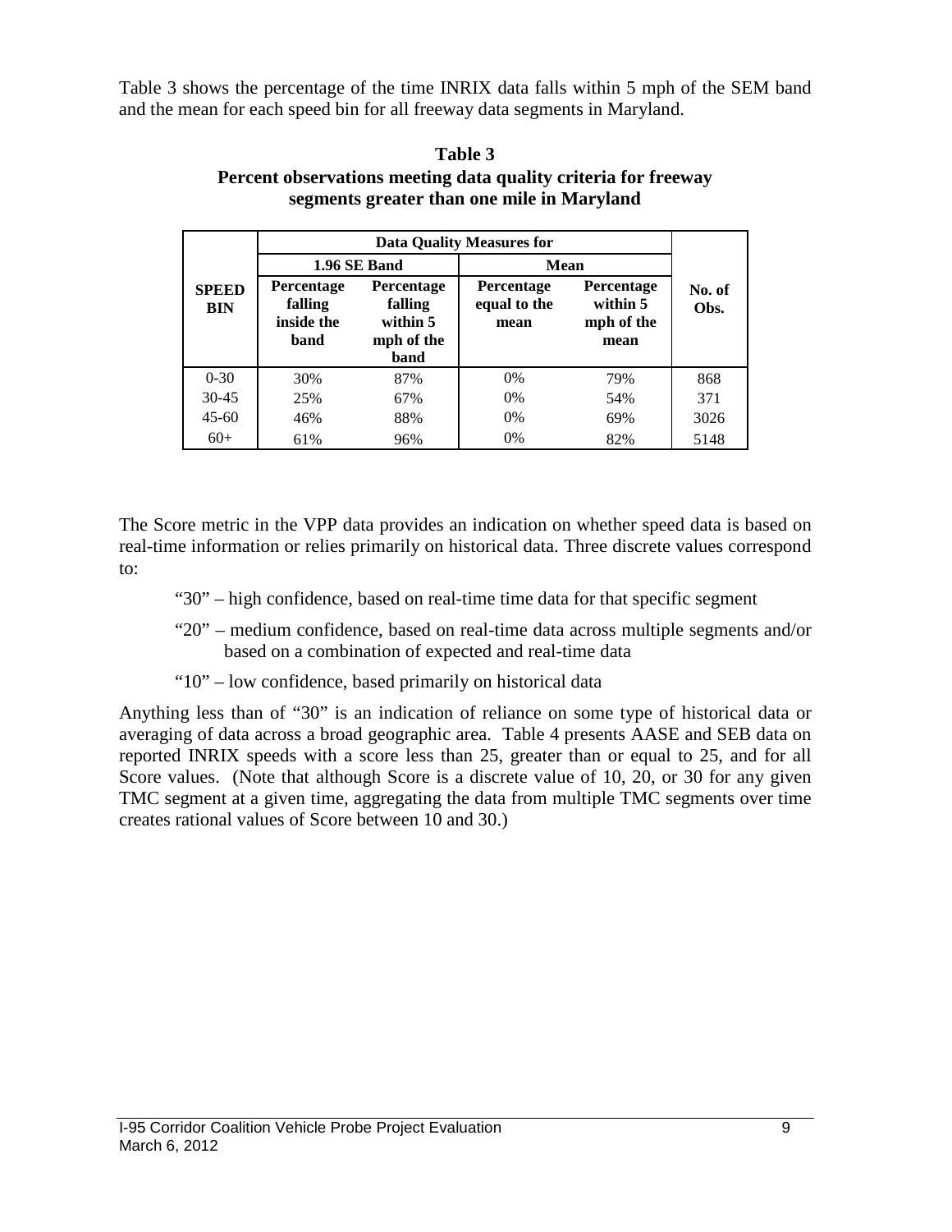Table 3 shows the percentage of the time INRIX data falls within 5 mph of the SEM band and the mean for each speed bin for all freeway data segments in Maryland.

**Table 3**
**Percent observations meeting data quality criteria for freeway segments greater than one mile in Maryland**

| SPEED BIN | Data Quality Measures for | | | | No. of Obs. |
|---|---|---|---|---|---|
| | 1.96 SE Band | | Mean | | |
| | Percentage falling inside the band | Percentage falling within 5 mph of the band | Percentage equal to the mean | Percentage within 5 mph of the mean | |
| 0-30 | 30% | 87% | 0% | 79% | 868 |
| 30-45 | 25% | 67% | 0% | 54% | 371 |
| 45-60 | 46% | 88% | 0% | 69% | 3026 |
| 60+ | 61% | 96% | 0% | 82% | 5148 |

The Score metric in the VPP data provides an indication on whether speed data is based on real-time information or relies primarily on historical data. Three discrete values correspond to:

- "30" – high confidence, based on real-time time data for that specific segment
- "20" – medium confidence, based on real-time data across multiple segments and/or based on a combination of expected and real-time data
- "10" – low confidence, based primarily on historical data

Anything less than of "30" is an indication of reliance on some type of historical data or averaging of data across a broad geographic area. Table 4 presents AASE and SEB data on reported INRIX speeds with a score less than 25, greater than or equal to 25, and for all Score values. (Note that although Score is a discrete value of 10, 20, or 30 for any given TMC segment at a given time, aggregating the data from multiple TMC segments over time creates rational values of Score between 10 and 30.)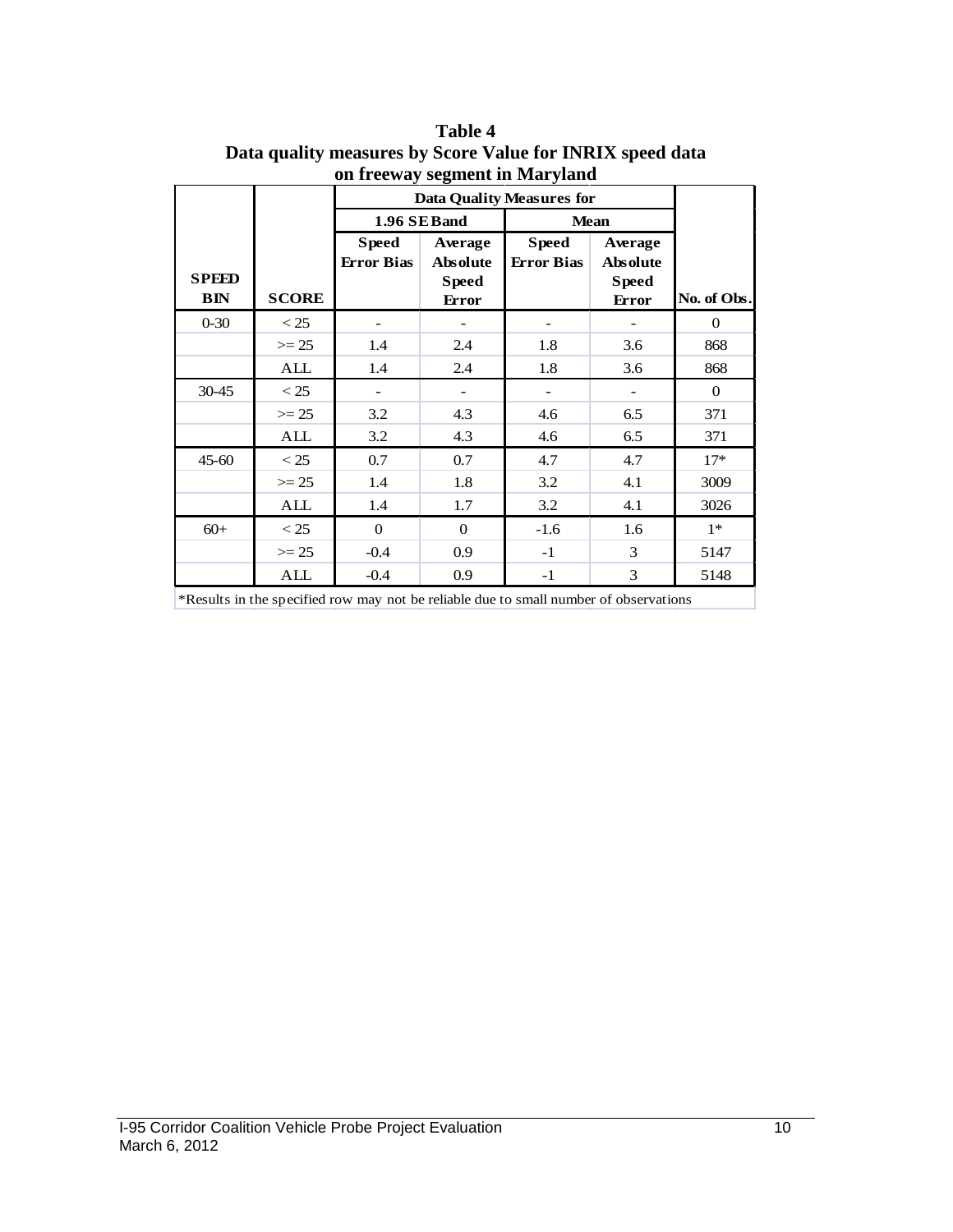**Table 4**
**Data quality measures by Score Value for INRIX speed data on freeway segment in Maryland**

| SPEED BIN | SCORE | Data Quality Measures for 1.96 SE Band: Speed Error Bias | Data Quality Measures for 1.96 SE Band: Average Absolute Speed Error | Data Quality Measures for Mean: Speed Error Bias | Data Quality Measures for Mean: Average Absolute Speed Error | No. of Obs. |
|---|---|---|---|---|---|---|
| 0-30 | < 25 | - | - | - | - | 0 |
| | >= 25 | 1.4 | 2.4 | 1.8 | 3.6 | 868 |
| | ALL | 1.4 | 2.4 | 1.8 | 3.6 | 868 |
| 30-45 | < 25 | - | - | - | - | 0 |
| | >= 25 | 3.2 | 4.3 | 4.6 | 6.5 | 371 |
| | ALL | 3.2 | 4.3 | 4.6 | 6.5 | 371 |
| 45-60 | < 25 | 0.7 | 0.7 | 4.7 | 4.7 | 17* |
| | >= 25 | 1.4 | 1.8 | 3.2 | 4.1 | 3009 |
| | ALL | 1.4 | 1.7 | 3.2 | 4.1 | 3026 |
| 60+ | < 25 | 0 | 0 | -1.6 | 1.6 | 1* |
| | >= 25 | -0.4 | 0.9 | -1 | 3 | 5147 |
| | ALL | -0.4 | 0.9 | -1 | 3 | 5148 |

*Results in the specified row may not be reliable due to small number of observations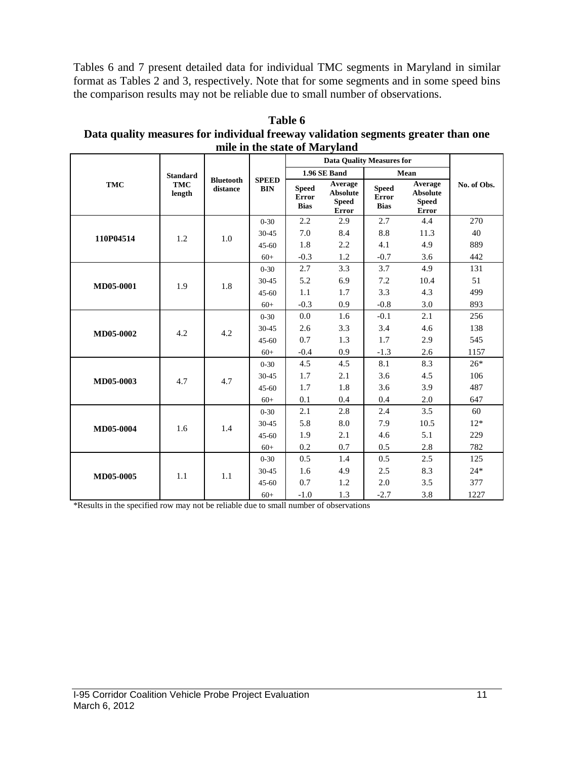Tables 6 and 7 present detailed data for individual TMC segments in Maryland in similar format as Tables 2 and 3, respectively. Note that for some segments and in some speed bins the comparison results may not be reliable due to small number of observations.

**Table 6**
**Data quality measures for individual freeway validation segments greater than one mile in the state of Maryland**

| TMC | Standard TMC length | Bluetooth distance | SPEED BIN | Data Quality Measures for | | | | No. of Obs. |
|---|---|---|---|---|---|---|---|---|
| | | | | 1.96 SE Band | | Mean | | |
| | | | | Speed Error Bias | Average Absolute Speed Error | Speed Error Bias | Average Absolute Speed Error | |
| 110P04514 | 1.2 | 1.0 | 0-30 | 2.2 | 2.9 | 2.7 | 4.4 | 270 |
| | | | 30-45 | 7.0 | 8.4 | 8.8 | 11.3 | 40 |
| | | | 45-60 | 1.8 | 2.2 | 4.1 | 4.9 | 889 |
| | | | 60+ | -0.3 | 1.2 | -0.7 | 3.6 | 442 |
| MD05-0001 | 1.9 | 1.8 | 0-30 | 2.7 | 3.3 | 3.7 | 4.9 | 131 |
| | | | 30-45 | 5.2 | 6.9 | 7.2 | 10.4 | 51 |
| | | | 45-60 | 1.1 | 1.7 | 3.3 | 4.3 | 499 |
| | | | 60+ | -0.3 | 0.9 | -0.8 | 3.0 | 893 |
| MD05-0002 | 4.2 | 4.2 | 0-30 | 0.0 | 1.6 | -0.1 | 2.1 | 256 |
| | | | 30-45 | 2.6 | 3.3 | 3.4 | 4.6 | 138 |
| | | | 45-60 | 0.7 | 1.3 | 1.7 | 2.9 | 545 |
| | | | 60+ | -0.4 | 0.9 | -1.3 | 2.6 | 1157 |
| MD05-0003 | 4.7 | 4.7 | 0-30 | 4.5 | 4.5 | 8.1 | 8.3 | 26* |
| | | | 30-45 | 1.7 | 2.1 | 3.6 | 4.5 | 106 |
| | | | 45-60 | 1.7 | 1.8 | 3.6 | 3.9 | 487 |
| | | | 60+ | 0.1 | 0.4 | 0.4 | 2.0 | 647 |
| MD05-0004 | 1.6 | 1.4 | 0-30 | 2.1 | 2.8 | 2.4 | 3.5 | 60 |
| | | | 30-45 | 5.8 | 8.0 | 7.9 | 10.5 | 12* |
| | | | 45-60 | 1.9 | 2.1 | 4.6 | 5.1 | 229 |
| | | | 60+ | 0.2 | 0.7 | 0.5 | 2.8 | 782 |
| MD05-0005 | 1.1 | 1.1 | 0-30 | 0.5 | 1.4 | 0.5 | 2.5 | 125 |
| | | | 30-45 | 1.6 | 4.9 | 2.5 | 8.3 | 24* |
| | | | 45-60 | 0.7 | 1.2 | 2.0 | 3.5 | 377 |
| | | | 60+ | -1.0 | 1.3 | -2.7 | 3.8 | 1227 |

*Results in the specified row may not be reliable due to small number of observations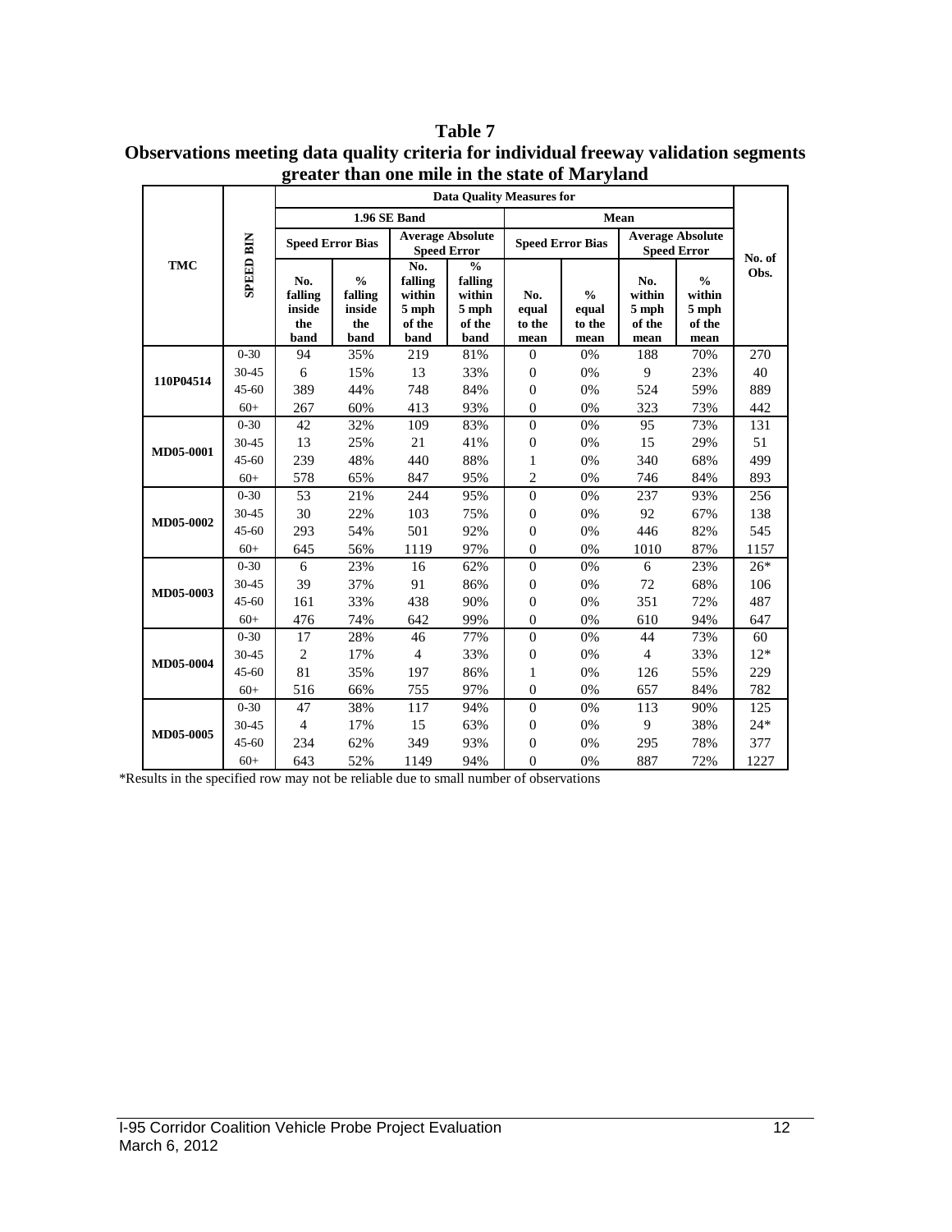**Table 7**
**Observations meeting data quality criteria for individual freeway validation segments greater than one mile in the state of Maryland**

| TMC | SPEED BIN | Data Quality Measures for | | | | | | | | No. of Obs. |
|---|---|---|---|---|---|---|---|---|---|---|
| | | 1.96 SE Band | | | | Mean | | | | |
| | | Speed Error Bias | | Average Absolute Speed Error | | Speed Error Bias | | Average Absolute Speed Error | | |
| | | No. falling inside the band | % falling inside the band | No. falling within 5 mph of the band | % falling within 5 mph of the band | No. equal to the mean | % equal to the mean | No. within 5 mph of the mean | % within 5 mph of the mean | |
| 110P04514 | 0-30 | 94 | 35% | 219 | 81% | 0 | 0% | 188 | 70% | 270 |
| | 30-45 | 6 | 15% | 13 | 33% | 0 | 0% | 9 | 23% | 40 |
| | 45-60 | 389 | 44% | 748 | 84% | 0 | 0% | 524 | 59% | 889 |
| | 60+ | 267 | 60% | 413 | 93% | 0 | 0% | 323 | 73% | 442 |
| MD05-0001 | 0-30 | 42 | 32% | 109 | 83% | 0 | 0% | 95 | 73% | 131 |
| | 30-45 | 13 | 25% | 21 | 41% | 0 | 0% | 15 | 29% | 51 |
| | 45-60 | 239 | 48% | 440 | 88% | 1 | 0% | 340 | 68% | 499 |
| | 60+ | 578 | 65% | 847 | 95% | 2 | 0% | 746 | 84% | 893 |
| MD05-0002 | 0-30 | 53 | 21% | 244 | 95% | 0 | 0% | 237 | 93% | 256 |
| | 30-45 | 30 | 22% | 103 | 75% | 0 | 0% | 92 | 67% | 138 |
| | 45-60 | 293 | 54% | 501 | 92% | 0 | 0% | 446 | 82% | 545 |
| | 60+ | 645 | 56% | 1119 | 97% | 0 | 0% | 1010 | 87% | 1157 |
| MD05-0003 | 0-30 | 6 | 23% | 16 | 62% | 0 | 0% | 6 | 23% | 26* |
| | 30-45 | 39 | 37% | 91 | 86% | 0 | 0% | 72 | 68% | 106 |
| | 45-60 | 161 | 33% | 438 | 90% | 0 | 0% | 351 | 72% | 487 |
| | 60+ | 476 | 74% | 642 | 99% | 0 | 0% | 610 | 94% | 647 |
| MD05-0004 | 0-30 | 17 | 28% | 46 | 77% | 0 | 0% | 44 | 73% | 60 |
| | 30-45 | 2 | 17% | 4 | 33% | 0 | 0% | 4 | 33% | 12* |
| | 45-60 | 81 | 35% | 197 | 86% | 1 | 0% | 126 | 55% | 229 |
| | 60+ | 516 | 66% | 755 | 97% | 0 | 0% | 657 | 84% | 782 |
| MD05-0005 | 0-30 | 47 | 38% | 117 | 94% | 0 | 0% | 113 | 90% | 125 |
| | 30-45 | 4 | 17% | 15 | 63% | 0 | 0% | 9 | 38% | 24* |
| | 45-60 | 234 | 62% | 349 | 93% | 0 | 0% | 295 | 78% | 377 |
| | 60+ | 643 | 52% | 1149 | 94% | 0 | 0% | 887 | 72% | 1227 |

*Results in the specified row may not be reliable due to small number of observations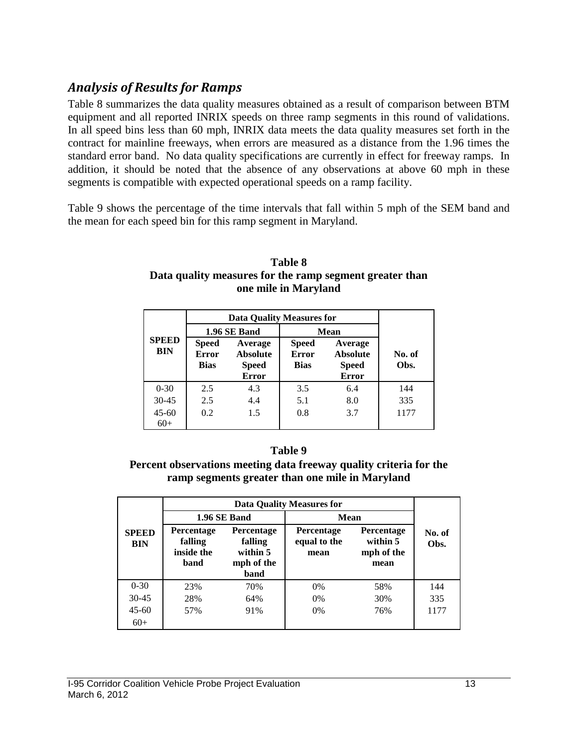## *Analysis of Results for Ramps*

Table 8 summarizes the data quality measures obtained as a result of comparison between BTM equipment and all reported INRIX speeds on three ramp segments in this round of validations. In all speed bins less than 60 mph, INRIX data meets the data quality measures set forth in the contract for mainline freeways, when errors are measured as a distance from the 1.96 times the standard error band. No data quality specifications are currently in effect for freeway ramps. In addition, it should be noted that the absence of any observations at above 60 mph in these segments is compatible with expected operational speeds on a ramp facility.

Table 9 shows the percentage of the time intervals that fall within 5 mph of the SEM band and the mean for each speed bin for this ramp segment in Maryland.

**Table 8**
**Data quality measures for the ramp segment greater than one mile in Maryland**

| SPEED BIN | Data Quality Measures for | | | | No. of Obs. |
|---|---|---|---|---|---|
| | 1.96 SE Band | | Mean | | |
| | Speed Error Bias | Average Absolute Speed Error | Speed Error Bias | Average Absolute Speed Error | |
| 0-30 | 2.5 | 4.3 | 3.5 | 6.4 | 144 |
| 30-45 | 2.5 | 4.4 | 5.1 | 8.0 | 335 |
| 45-60 | 0.2 | 1.5 | 0.8 | 3.7 | 1177 |
| 60+ | | | | | |

**Table 9**
**Percent observations meeting data freeway quality criteria for the ramp segments greater than one mile in Maryland**

| SPEED BIN | Data Quality Measures for | | | | No. of Obs. |
|---|---|---|---|---|---|
| | 1.96 SE Band | | Mean | | |
| | Percentage falling inside the band | Percentage falling within 5 mph of the band | Percentage equal to the mean | Percentage within 5 mph of the mean | |
| 0-30 | 23% | 70% | 0% | 58% | 144 |
| 30-45 | 28% | 64% | 0% | 30% | 335 |
| 45-60 | 57% | 91% | 0% | 76% | 1177 |
| 60+ | | | | | |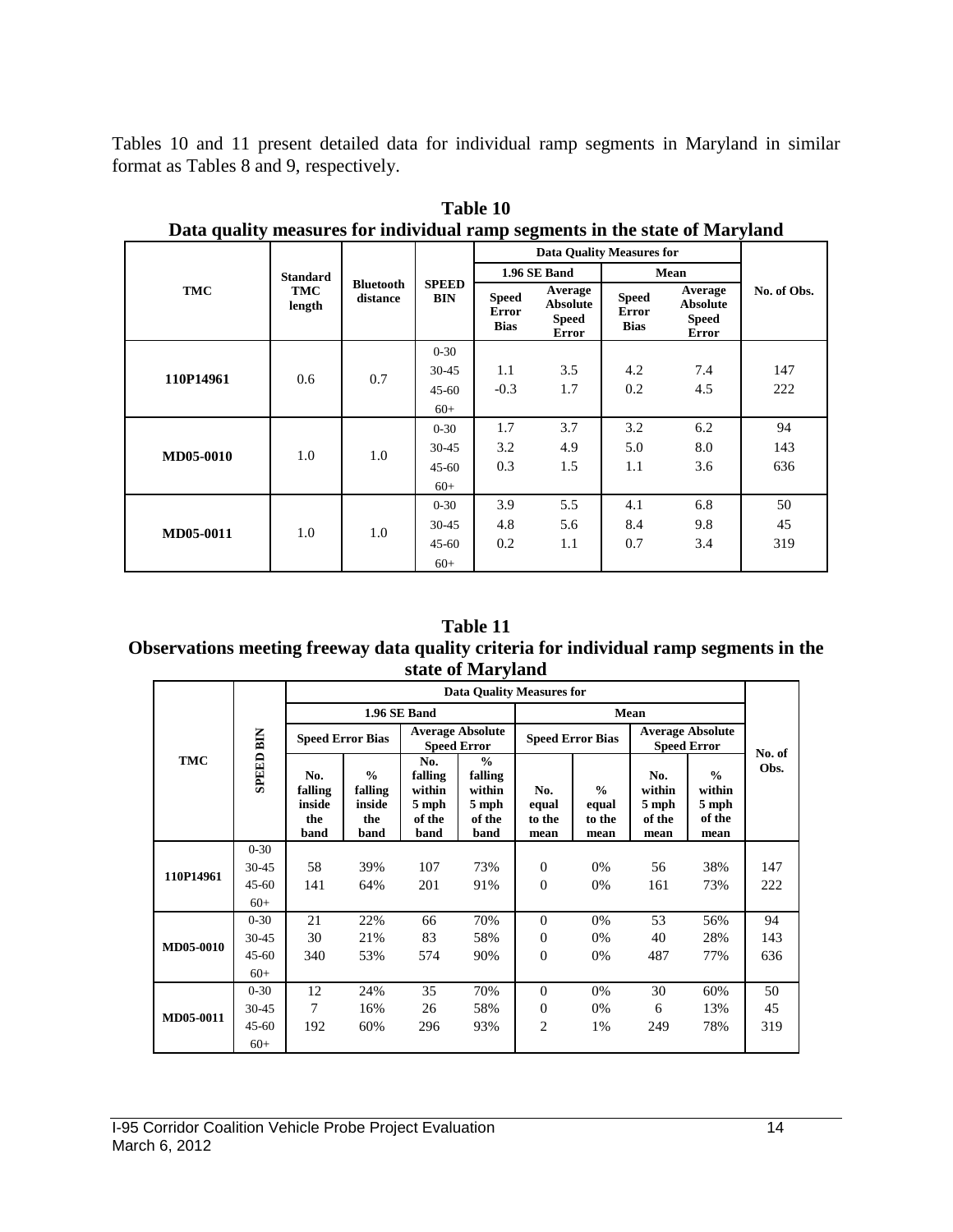Tables 10 and 11 present detailed data for individual ramp segments in Maryland in similar format as Tables 8 and 9, respectively.

**Table 10**
**Data quality measures for individual ramp segments in the state of Maryland**

| TMC | Standard TMC length | Bluetooth distance | SPEED BIN | Data Quality Measures for | | | | No. of Obs. |
|---|---|---|---|---|---|---|---|---|
| | | | | 1.96 SE Band | | Mean | | |
| | | | | Speed Error Bias | Average Absolute Speed Error | Speed Error Bias | Average Absolute Speed Error | |
| 110P14961 | 0.6 | 0.7 | 0-30 | | | | | |
| | | | 30-45 | 1.1 | 3.5 | 4.2 | 7.4 | 147 |
| | | | 45-60 | -0.3 | 1.7 | 0.2 | 4.5 | 222 |
| | | | 60+ | | | | | |
| MD05-0010 | 1.0 | 1.0 | 0-30 | 1.7 | 3.7 | 3.2 | 6.2 | 94 |
| | | | 30-45 | 3.2 | 4.9 | 5.0 | 8.0 | 143 |
| | | | 45-60 | 0.3 | 1.5 | 1.1 | 3.6 | 636 |
| | | | 60+ | | | | | |
| MD05-0011 | 1.0 | 1.0 | 0-30 | 3.9 | 5.5 | 4.1 | 6.8 | 50 |
| | | | 30-45 | 4.8 | 5.6 | 8.4 | 9.8 | 45 |
| | | | 45-60 | 0.2 | 1.1 | 0.7 | 3.4 | 319 |
| | | | 60+ | | | | | |

**Table 11**
**Observations meeting freeway data quality criteria for individual ramp segments in the state of Maryland**

| TMC | SPEED BIN | Data Quality Measures for | | | | | | | | No. of Obs. |
|---|---|---|---|---|---|---|---|---|---|---|
| | | 1.96 SE Band | | | | Mean | | | | |
| | | Speed Error Bias | | Average Absolute Speed Error | | Speed Error Bias | | Average Absolute Speed Error | | |
| | | No. falling inside the band | % falling inside the band | No. falling within 5 mph of the band | % falling within 5 mph of the band | No. equal to the mean | % equal to the mean | No. within 5 mph of the mean | % within 5 mph of the mean | |
| 110P14961 | 0-30 | | | | | | | | | |
| | 30-45 | 58 | 39% | 107 | 73% | 0 | 0% | 56 | 38% | 147 |
| | 45-60 | 141 | 64% | 201 | 91% | 0 | 0% | 161 | 73% | 222 |
| | 60+ | | | | | | | | | |
| MD05-0010 | 0-30 | 21 | 22% | 66 | 70% | 0 | 0% | 53 | 56% | 94 |
| | 30-45 | 30 | 21% | 83 | 58% | 0 | 0% | 40 | 28% | 143 |
| | 45-60 | 340 | 53% | 574 | 90% | 0 | 0% | 487 | 77% | 636 |
| | 60+ | | | | | | | | | |
| MD05-0011 | 0-30 | 12 | 24% | 35 | 70% | 0 | 0% | 30 | 60% | 50 |
| | 30-45 | 7 | 16% | 26 | 58% | 0 | 0% | 6 | 13% | 45 |
| | 45-60 | 192 | 60% | 296 | 93% | 2 | 1% | 249 | 78% | 319 |
| | 60+ | | | | | | | | | |